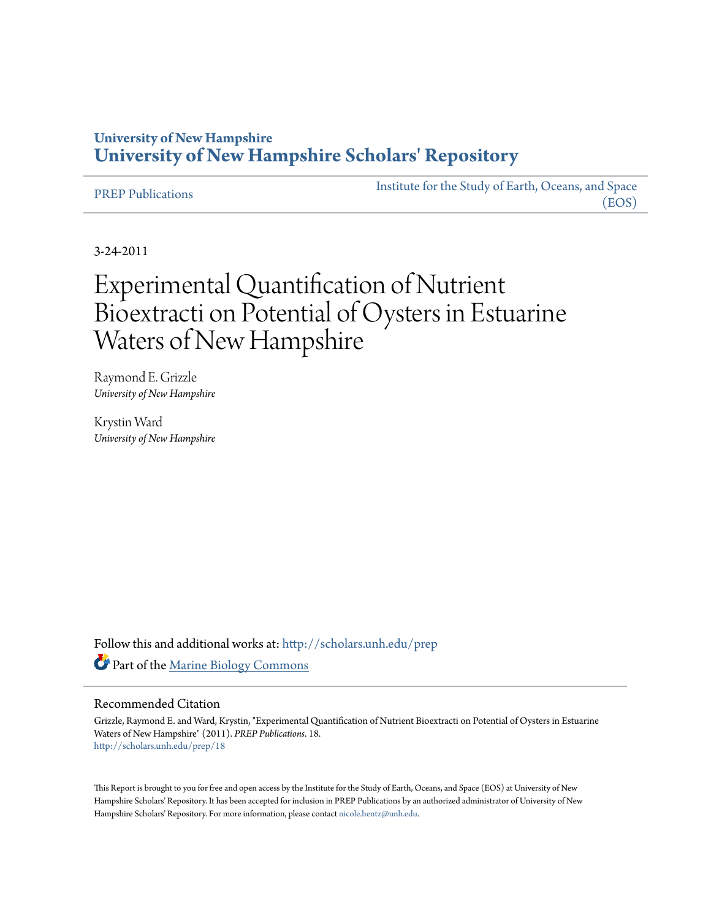**University of New Hampshire**
**University of New Hampshire Scholars' Repository**

PREP Publications

Institute for the Study of Earth, Oceans, and Space (EOS)

3-24-2011

# Experimental Quantification of Nutrient Bioextracti on Potential of Oysters in Estuarine Waters of New Hampshire

Raymond E. Grizzle
*University of New Hampshire*

Krystin Ward
*University of New Hampshire*

Follow this and additional works at: http://scholars.unh.edu/prep

Part of the Marine Biology Commons

## Recommended Citation

Grizzle, Raymond E. and Ward, Krystin, "Experimental Quantification of Nutrient Bioextracti on Potential of Oysters in Estuarine Waters of New Hampshire" (2011). *PREP Publications*. 18.
http://scholars.unh.edu/prep/18

This Report is brought to you for free and open access by the Institute for the Study of Earth, Oceans, and Space (EOS) at University of New Hampshire Scholars' Repository. It has been accepted for inclusion in PREP Publications by an authorized administrator of University of New Hampshire Scholars' Repository. For more information, please contact nicole.hentz@unh.edu.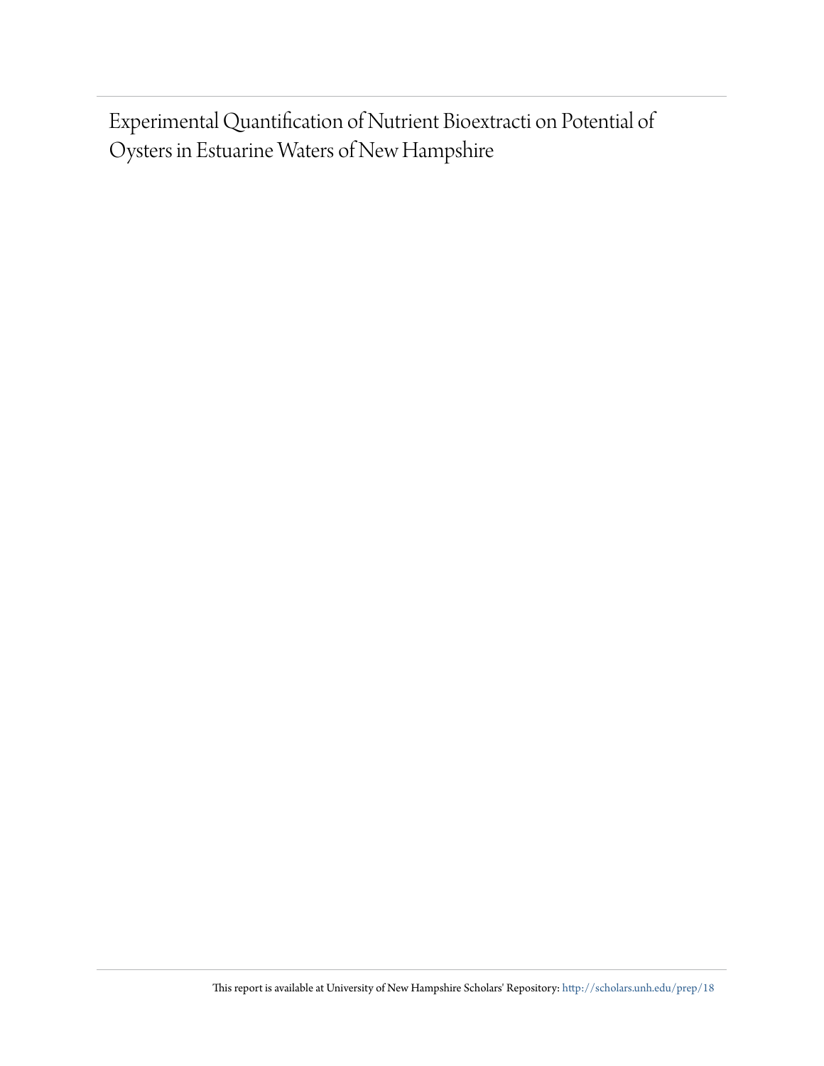# Experimental Quantification of Nutrient Bioextracti on Potential of Oysters in Estuarine Waters of New Hampshire

This report is available at University of New Hampshire Scholars' Repository: http://scholars.unh.edu/prep/18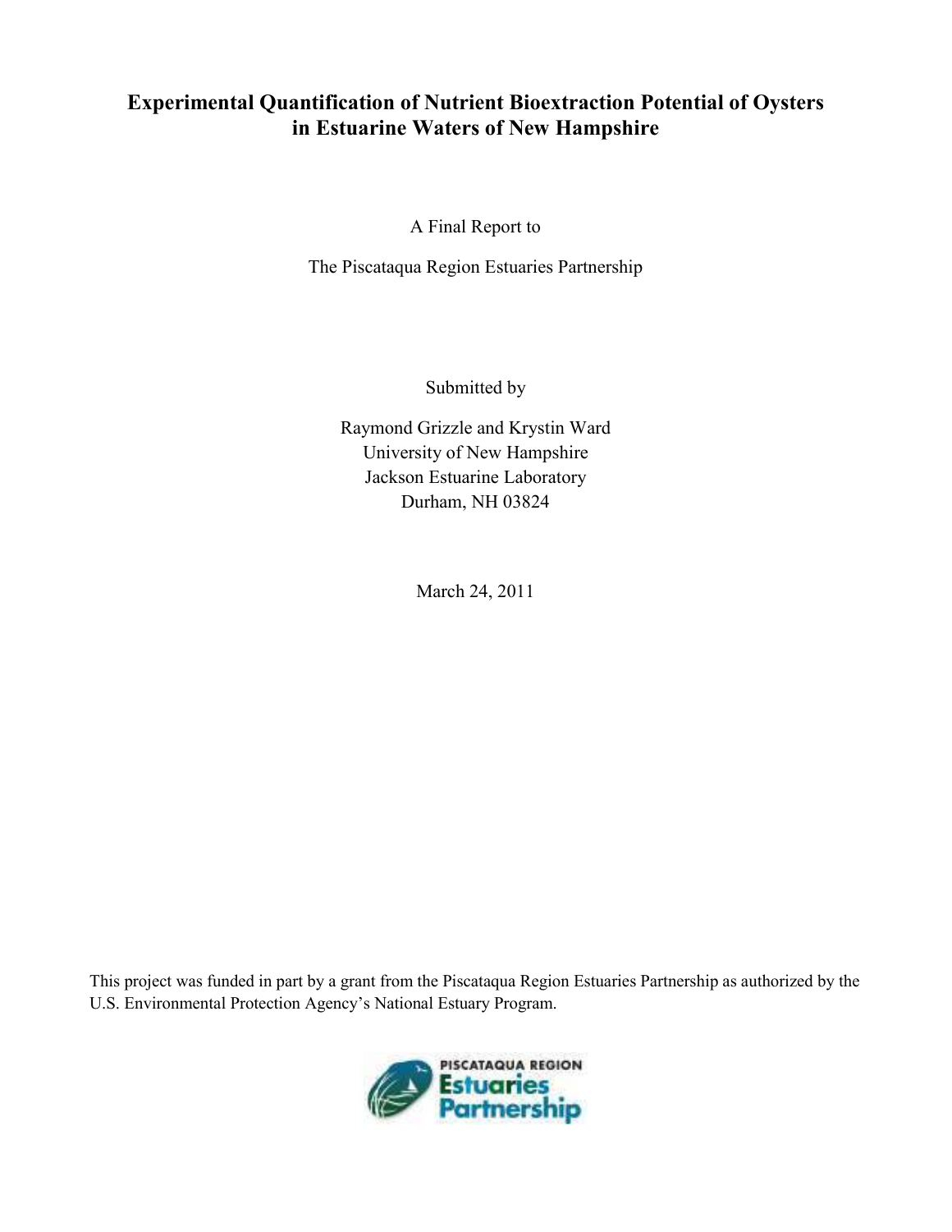# Experimental Quantification of Nutrient Bioextraction Potential of Oysters in Estuarine Waters of New Hampshire

A Final Report to

The Piscataqua Region Estuaries Partnership

Submitted by

Raymond Grizzle and Krystin Ward
University of New Hampshire
Jackson Estuarine Laboratory
Durham, NH 03824

March 24, 2011

This project was funded in part by a grant from the Piscataqua Region Estuaries Partnership as authorized by the U.S. Environmental Protection Agency's National Estuary Program.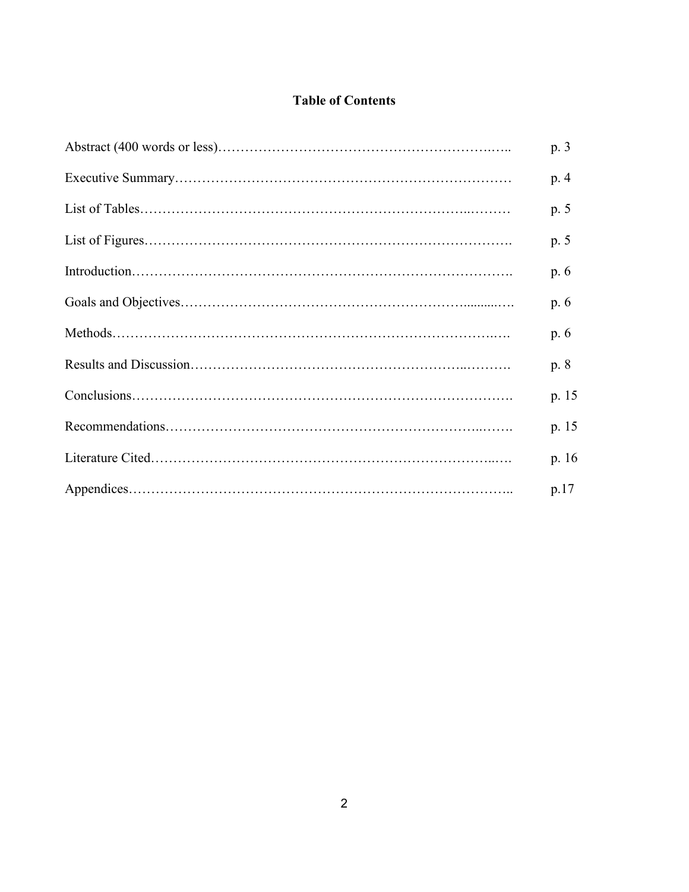# Table of Contents

| | |
|---|---|
| Abstract (400 words or less) | p. 3 |
| Executive Summary | p. 4 |
| List of Tables | p. 5 |
| List of Figures | p. 5 |
| Introduction | p. 6 |
| Goals and Objectives | p. 6 |
| Methods | p. 6 |
| Results and Discussion | p. 8 |
| Conclusions | p. 15 |
| Recommendations | p. 15 |
| Literature Cited | p. 16 |
| Appendices | p.17 |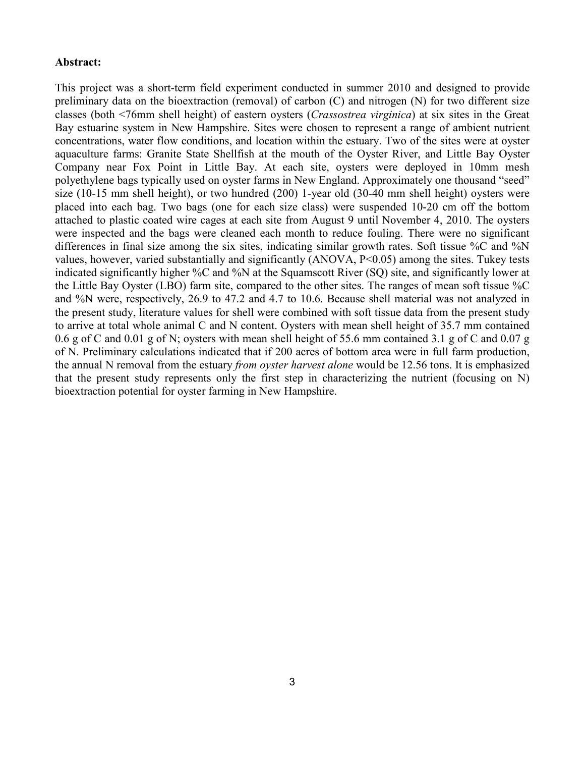**Abstract:**

This project was a short-term field experiment conducted in summer 2010 and designed to provide preliminary data on the bioextraction (removal) of carbon (C) and nitrogen (N) for two different size classes (both <76mm shell height) of eastern oysters (*Crassostrea virginica*) at six sites in the Great Bay estuarine system in New Hampshire. Sites were chosen to represent a range of ambient nutrient concentrations, water flow conditions, and location within the estuary. Two of the sites were at oyster aquaculture farms: Granite State Shellfish at the mouth of the Oyster River, and Little Bay Oyster Company near Fox Point in Little Bay. At each site, oysters were deployed in 10mm mesh polyethylene bags typically used on oyster farms in New England. Approximately one thousand "seed" size (10-15 mm shell height), or two hundred (200) 1-year old (30-40 mm shell height) oysters were placed into each bag. Two bags (one for each size class) were suspended 10-20 cm off the bottom attached to plastic coated wire cages at each site from August 9 until November 4, 2010. The oysters were inspected and the bags were cleaned each month to reduce fouling. There were no significant differences in final size among the six sites, indicating similar growth rates. Soft tissue %C and %N values, however, varied substantially and significantly (ANOVA, $P<0.05$) among the sites. Tukey tests indicated significantly higher %C and %N at the Squamscott River (SQ) site, and significantly lower at the Little Bay Oyster (LBO) farm site, compared to the other sites. The ranges of mean soft tissue %C and %N were, respectively, 26.9 to 47.2 and 4.7 to 10.6. Because shell material was not analyzed in the present study, literature values for shell were combined with soft tissue data from the present study to arrive at total whole animal C and N content. Oysters with mean shell height of 35.7 mm contained 0.6 g of C and 0.01 g of N; oysters with mean shell height of 55.6 mm contained 3.1 g of C and 0.07 g of N. Preliminary calculations indicated that if 200 acres of bottom area were in full farm production, the annual N removal from the estuary *from oyster harvest alone* would be 12.56 tons. It is emphasized that the present study represents only the first step in characterizing the nutrient (focusing on N) bioextraction potential for oyster farming in New Hampshire.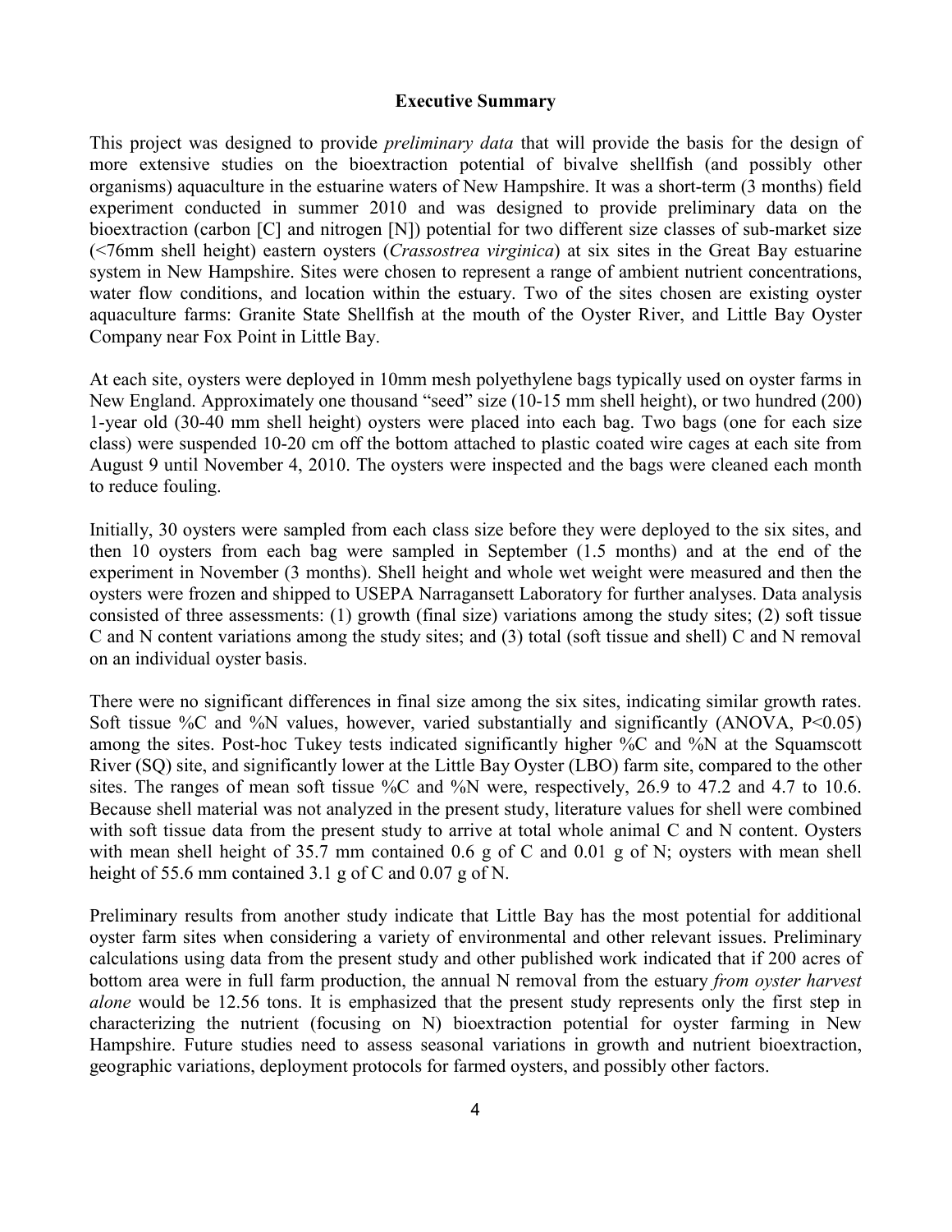## Executive Summary

This project was designed to provide *preliminary data* that will provide the basis for the design of more extensive studies on the bioextraction potential of bivalve shellfish (and possibly other organisms) aquaculture in the estuarine waters of New Hampshire. It was a short-term (3 months) field experiment conducted in summer 2010 and was designed to provide preliminary data on the bioextraction (carbon [C] and nitrogen [N]) potential for two different size classes of sub-market size (<76mm shell height) eastern oysters (*Crassostrea virginica*) at six sites in the Great Bay estuarine system in New Hampshire. Sites were chosen to represent a range of ambient nutrient concentrations, water flow conditions, and location within the estuary. Two of the sites chosen are existing oyster aquaculture farms: Granite State Shellfish at the mouth of the Oyster River, and Little Bay Oyster Company near Fox Point in Little Bay.

At each site, oysters were deployed in 10mm mesh polyethylene bags typically used on oyster farms in New England. Approximately one thousand "seed" size (10-15 mm shell height), or two hundred (200) 1-year old (30-40 mm shell height) oysters were placed into each bag. Two bags (one for each size class) were suspended 10-20 cm off the bottom attached to plastic coated wire cages at each site from August 9 until November 4, 2010. The oysters were inspected and the bags were cleaned each month to reduce fouling.

Initially, 30 oysters were sampled from each class size before they were deployed to the six sites, and then 10 oysters from each bag were sampled in September (1.5 months) and at the end of the experiment in November (3 months). Shell height and whole wet weight were measured and then the oysters were frozen and shipped to USEPA Narragansett Laboratory for further analyses. Data analysis consisted of three assessments: (1) growth (final size) variations among the study sites; (2) soft tissue C and N content variations among the study sites; and (3) total (soft tissue and shell) C and N removal on an individual oyster basis.

There were no significant differences in final size among the six sites, indicating similar growth rates. Soft tissue %C and %N values, however, varied substantially and significantly (ANOVA, $P<0.05$) among the sites. Post-hoc Tukey tests indicated significantly higher %C and %N at the Squamscott River (SQ) site, and significantly lower at the Little Bay Oyster (LBO) farm site, compared to the other sites. The ranges of mean soft tissue %C and %N were, respectively, 26.9 to 47.2 and 4.7 to 10.6. Because shell material was not analyzed in the present study, literature values for shell were combined with soft tissue data from the present study to arrive at total whole animal C and N content. Oysters with mean shell height of 35.7 mm contained 0.6 g of C and 0.01 g of N; oysters with mean shell height of 55.6 mm contained 3.1 g of C and 0.07 g of N.

Preliminary results from another study indicate that Little Bay has the most potential for additional oyster farm sites when considering a variety of environmental and other relevant issues. Preliminary calculations using data from the present study and other published work indicated that if 200 acres of bottom area were in full farm production, the annual N removal from the estuary *from oyster harvest alone* would be 12.56 tons. It is emphasized that the present study represents only the first step in characterizing the nutrient (focusing on N) bioextraction potential for oyster farming in New Hampshire. Future studies need to assess seasonal variations in growth and nutrient bioextraction, geographic variations, deployment protocols for farmed oysters, and possibly other factors.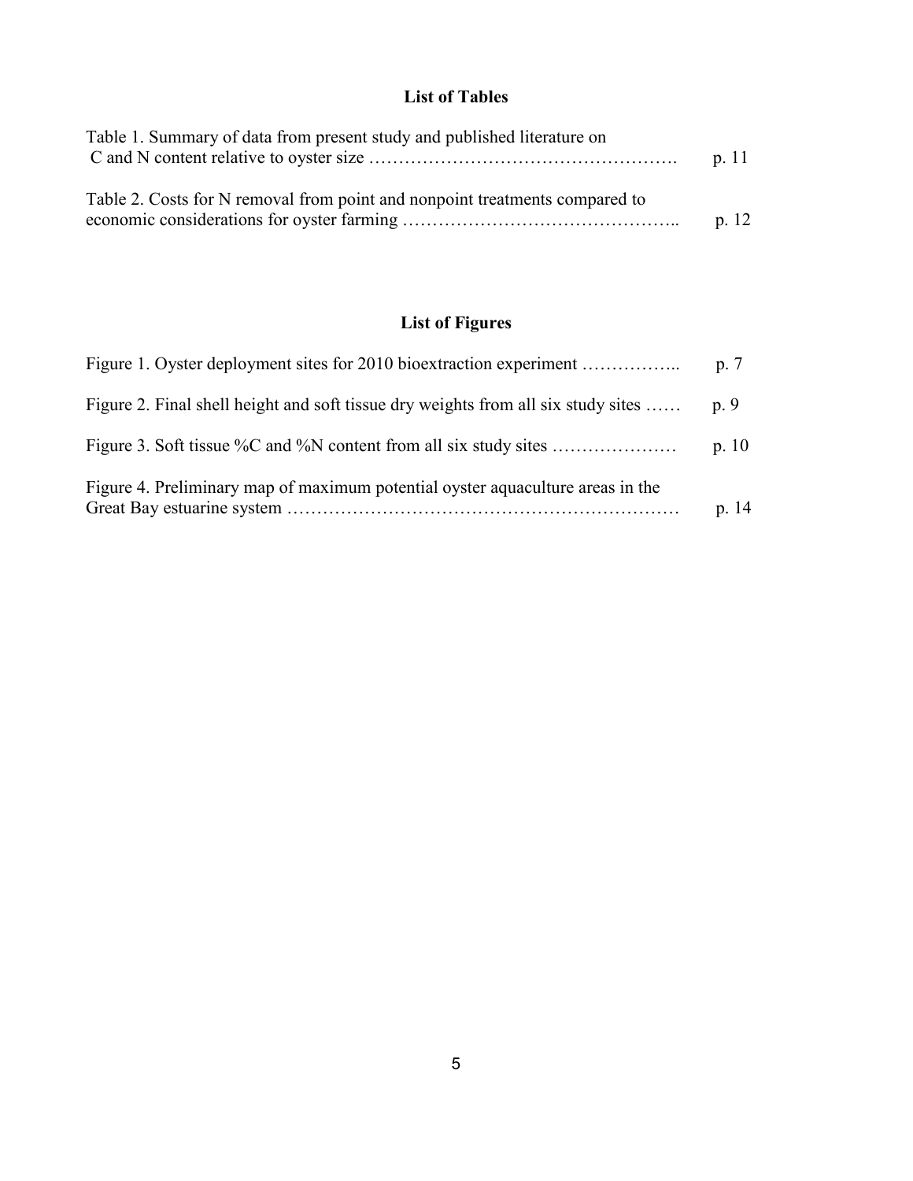## List of Tables

Table 1. Summary of data from present study and published literature on C and N content relative to oyster size ……………………………………………. p. 11

Table 2. Costs for N removal from point and nonpoint treatments compared to economic considerations for oyster farming ……………………………………….. p. 12

## List of Figures

Figure 1. Oyster deployment sites for 2010 bioextraction experiment …………….. p. 7

Figure 2. Final shell height and soft tissue dry weights from all six study sites …… p. 9

Figure 3. Soft tissue %C and %N content from all six study sites ………………… p. 10

Figure 4. Preliminary map of maximum potential oyster aquaculture areas in the Great Bay estuarine system ………………………………………………………… p. 14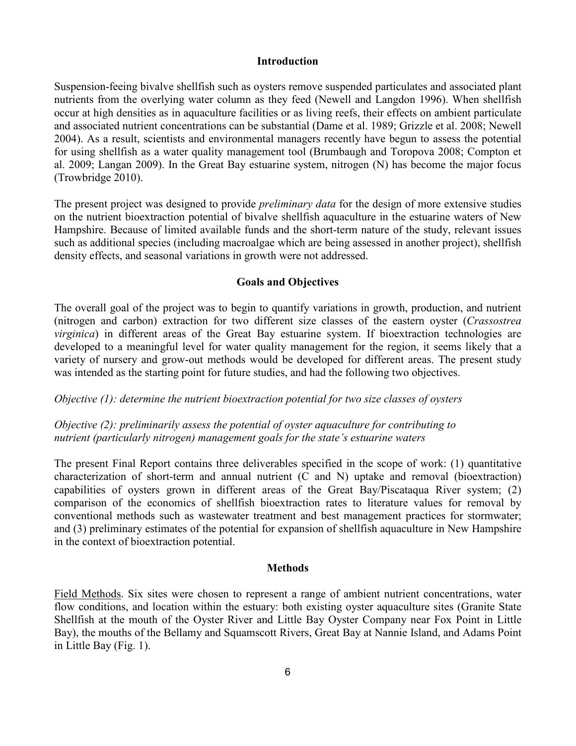## Introduction

Suspension-feeing bivalve shellfish such as oysters remove suspended particulates and associated plant nutrients from the overlying water column as they feed (Newell and Langdon 1996). When shellfish occur at high densities as in aquaculture facilities or as living reefs, their effects on ambient particulate and associated nutrient concentrations can be substantial (Dame et al. 1989; Grizzle et al. 2008; Newell 2004). As a result, scientists and environmental managers recently have begun to assess the potential for using shellfish as a water quality management tool (Brumbaugh and Toropova 2008; Compton et al. 2009; Langan 2009). In the Great Bay estuarine system, nitrogen (N) has become the major focus (Trowbridge 2010).

The present project was designed to provide *preliminary data* for the design of more extensive studies on the nutrient bioextraction potential of bivalve shellfish aquaculture in the estuarine waters of New Hampshire. Because of limited available funds and the short-term nature of the study, relevant issues such as additional species (including macroalgae which are being assessed in another project), shellfish density effects, and seasonal variations in growth were not addressed.

## Goals and Objectives

The overall goal of the project was to begin to quantify variations in growth, production, and nutrient (nitrogen and carbon) extraction for two different size classes of the eastern oyster (*Crassostrea virginica*) in different areas of the Great Bay estuarine system. If bioextraction technologies are developed to a meaningful level for water quality management for the region, it seems likely that a variety of nursery and grow-out methods would be developed for different areas. The present study was intended as the starting point for future studies, and had the following two objectives.

*Objective (1): determine the nutrient bioextraction potential for two size classes of oysters*

*Objective (2): preliminarily assess the potential of oyster aquaculture for contributing to nutrient (particularly nitrogen) management goals for the state's estuarine waters*

The present Final Report contains three deliverables specified in the scope of work: (1) quantitative characterization of short-term and annual nutrient (C and N) uptake and removal (bioextraction) capabilities of oysters grown in different areas of the Great Bay/Piscataqua River system; (2) comparison of the economics of shellfish bioextraction rates to literature values for removal by conventional methods such as wastewater treatment and best management practices for stormwater; and (3) preliminary estimates of the potential for expansion of shellfish aquaculture in New Hampshire in the context of bioextraction potential.

## Methods

Field Methods. Six sites were chosen to represent a range of ambient nutrient concentrations, water flow conditions, and location within the estuary: both existing oyster aquaculture sites (Granite State Shellfish at the mouth of the Oyster River and Little Bay Oyster Company near Fox Point in Little Bay), the mouths of the Bellamy and Squamscott Rivers, Great Bay at Nannie Island, and Adams Point in Little Bay (Fig. 1).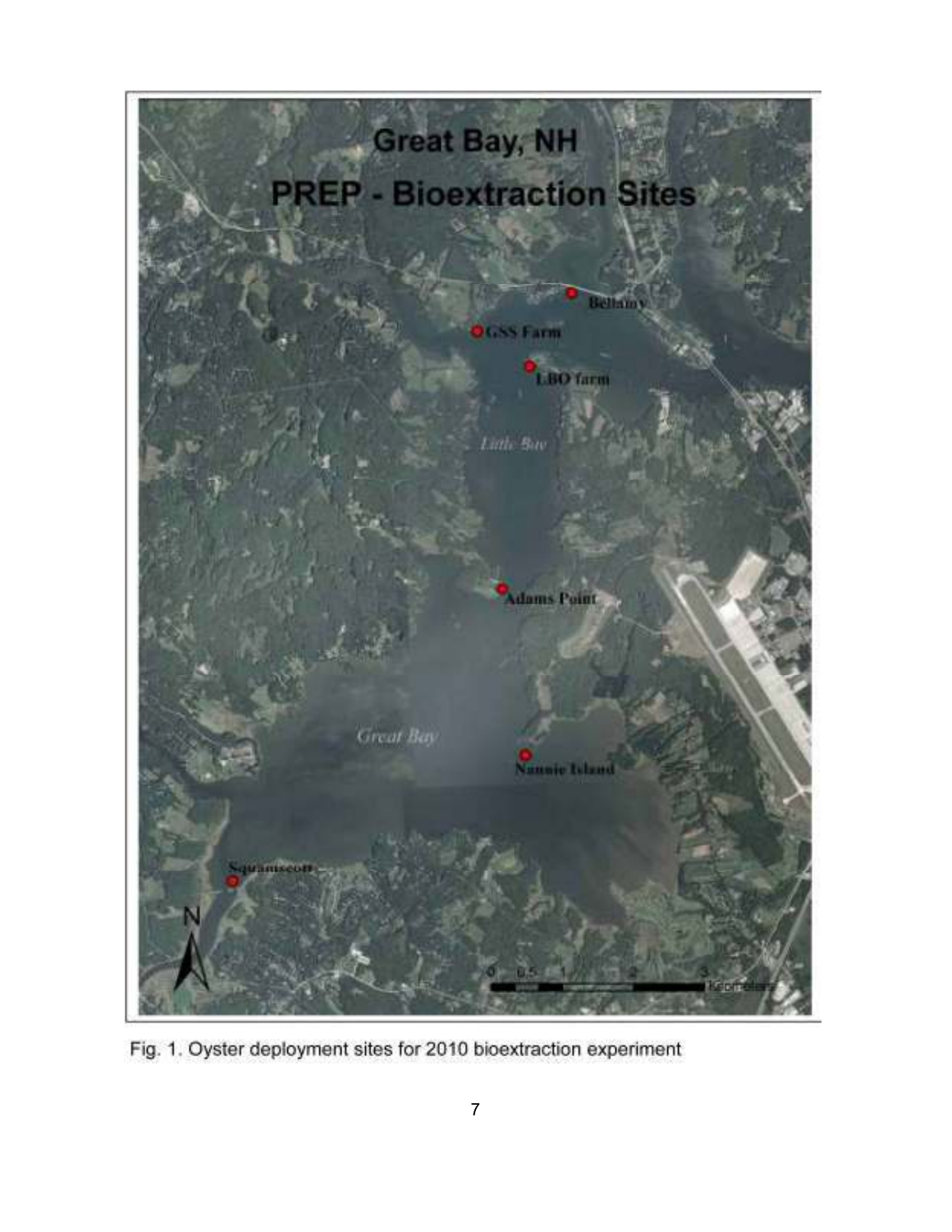Fig. 1. Oyster deployment sites for 2010 bioextraction experiment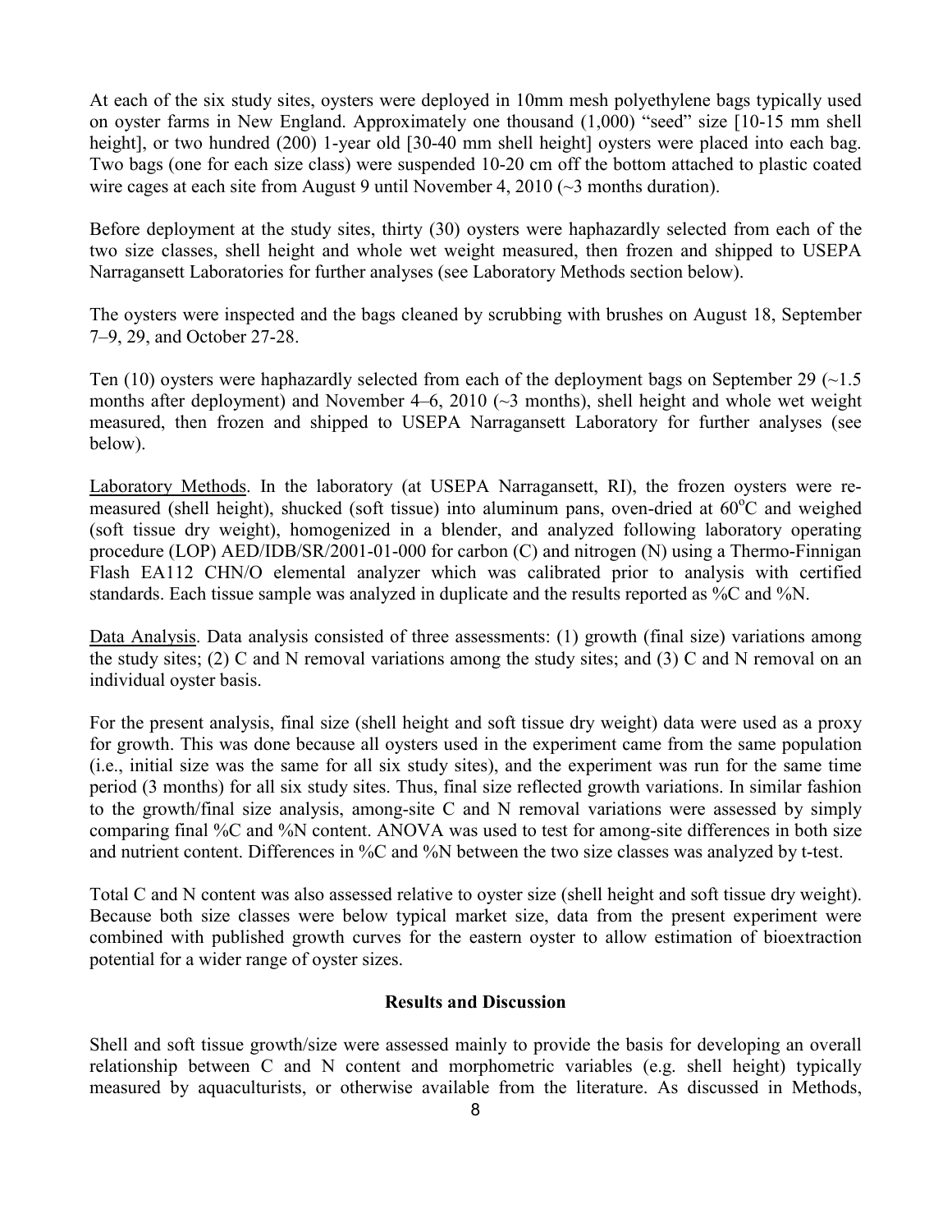At each of the six study sites, oysters were deployed in 10mm mesh polyethylene bags typically used on oyster farms in New England. Approximately one thousand (1,000) "seed" size [10-15 mm shell height], or two hundred (200) 1-year old [30-40 mm shell height] oysters were placed into each bag. Two bags (one for each size class) were suspended 10-20 cm off the bottom attached to plastic coated wire cages at each site from August 9 until November 4, 2010 (~3 months duration).

Before deployment at the study sites, thirty (30) oysters were haphazardly selected from each of the two size classes, shell height and whole wet weight measured, then frozen and shipped to USEPA Narragansett Laboratories for further analyses (see Laboratory Methods section below).

The oysters were inspected and the bags cleaned by scrubbing with brushes on August 18, September 7–9, 29, and October 27-28.

Ten (10) oysters were haphazardly selected from each of the deployment bags on September 29 (~1.5 months after deployment) and November 4–6, 2010 (~3 months), shell height and whole wet weight measured, then frozen and shipped to USEPA Narragansett Laboratory for further analyses (see below).

Laboratory Methods. In the laboratory (at USEPA Narragansett, RI), the frozen oysters were re-measured (shell height), shucked (soft tissue) into aluminum pans, oven-dried at 60$^{o}$C and weighed (soft tissue dry weight), homogenized in a blender, and analyzed following laboratory operating procedure (LOP) AED/IDB/SR/2001-01-000 for carbon (C) and nitrogen (N) using a Thermo-Finnigan Flash EA112 CHN/O elemental analyzer which was calibrated prior to analysis with certified standards. Each tissue sample was analyzed in duplicate and the results reported as %C and %N.

Data Analysis. Data analysis consisted of three assessments: (1) growth (final size) variations among the study sites; (2) C and N removal variations among the study sites; and (3) C and N removal on an individual oyster basis.

For the present analysis, final size (shell height and soft tissue dry weight) data were used as a proxy for growth. This was done because all oysters used in the experiment came from the same population (i.e., initial size was the same for all six study sites), and the experiment was run for the same time period (3 months) for all six study sites. Thus, final size reflected growth variations. In similar fashion to the growth/final size analysis, among-site C and N removal variations were assessed by simply comparing final %C and %N content. ANOVA was used to test for among-site differences in both size and nutrient content. Differences in %C and %N between the two size classes was analyzed by t-test.

Total C and N content was also assessed relative to oyster size (shell height and soft tissue dry weight). Because both size classes were below typical market size, data from the present experiment were combined with published growth curves for the eastern oyster to allow estimation of bioextraction potential for a wider range of oyster sizes.

## Results and Discussion

Shell and soft tissue growth/size were assessed mainly to provide the basis for developing an overall relationship between C and N content and morphometric variables (e.g. shell height) typically measured by aquaculturists, or otherwise available from the literature. As discussed in Methods,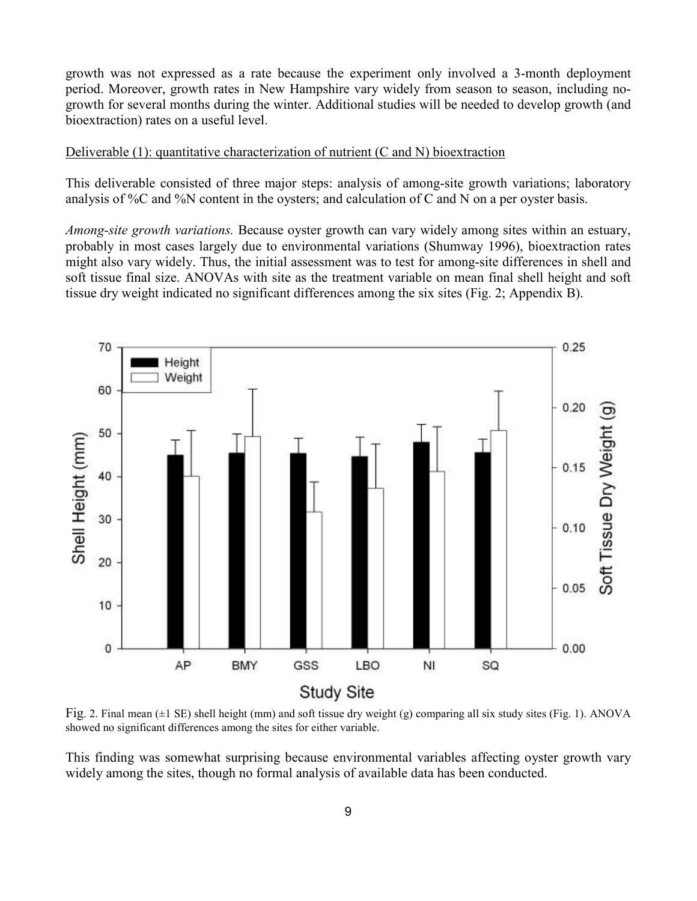growth was not expressed as a rate because the experiment only involved a 3-month deployment period. Moreover, growth rates in New Hampshire vary widely from season to season, including no-growth for several months during the winter. Additional studies will be needed to develop growth (and bioextraction) rates on a useful level.

Deliverable (1): quantitative characterization of nutrient (C and N) bioextraction

This deliverable consisted of three major steps: analysis of among-site growth variations; laboratory analysis of %C and %N content in the oysters; and calculation of C and N on a per oyster basis.

*Among-site growth variations.* Because oyster growth can vary widely among sites within an estuary, probably in most cases largely due to environmental variations (Shumway 1996), bioextraction rates might also vary widely. Thus, the initial assessment was to test for among-site differences in shell and soft tissue final size. ANOVAs with site as the treatment variable on mean final shell height and soft tissue dry weight indicated no significant differences among the six sites (Fig. 2; Appendix B).

Fig. 2. Final mean (±1 SE) shell height (mm) and soft tissue dry weight (g) comparing all six study sites (Fig. 1). ANOVA showed no significant differences among the sites for either variable.

This finding was somewhat surprising because environmental variables affecting oyster growth vary widely among the sites, though no formal analysis of available data has been conducted.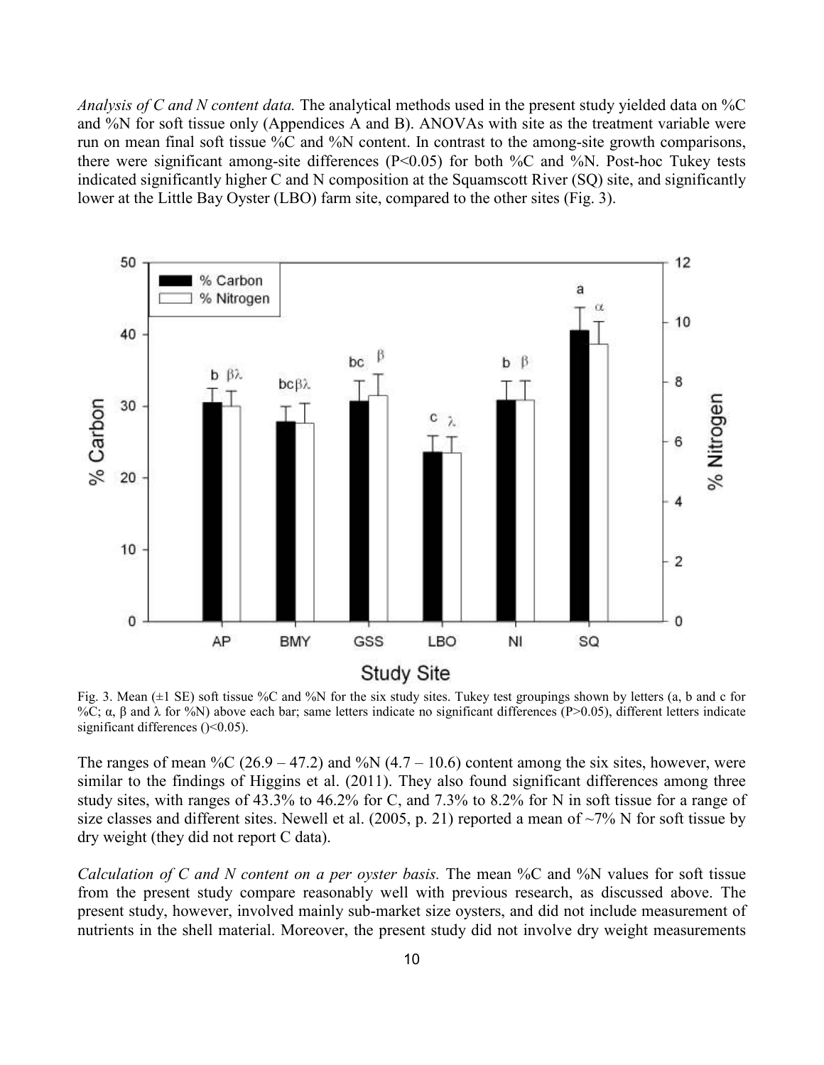*Analysis of C and N content data.* The analytical methods used in the present study yielded data on %C and %N for soft tissue only (Appendices A and B). ANOVAs with site as the treatment variable were run on mean final soft tissue %C and %N content. In contrast to the among-site growth comparisons, there were significant among-site differences ($P<0.05$) for both %C and %N. Post-hoc Tukey tests indicated significantly higher C and N composition at the Squamscott River (SQ) site, and significantly lower at the Little Bay Oyster (LBO) farm site, compared to the other sites (Fig. 3).

Fig. 3. Mean (±1 SE) soft tissue %C and %N for the six study sites. Tukey test groupings shown by letters (a, b and c for %C; α, β and λ for %N) above each bar; same letters indicate no significant differences ($P>0.05$), different letters indicate significant differences ()<0.05).

The ranges of mean %C (26.9 – 47.2) and %N (4.7 – 10.6) content among the six sites, however, were similar to the findings of Higgins et al. (2011). They also found significant differences among three study sites, with ranges of 43.3% to 46.2% for C, and 7.3% to 8.2% for N in soft tissue for a range of size classes and different sites. Newell et al. (2005, p. 21) reported a mean of ~7% N for soft tissue by dry weight (they did not report C data).

*Calculation of C and N content on a per oyster basis.* The mean %C and %N values for soft tissue from the present study compare reasonably well with previous research, as discussed above. The present study, however, involved mainly sub-market size oysters, and did not include measurement of nutrients in the shell material. Moreover, the present study did not involve dry weight measurements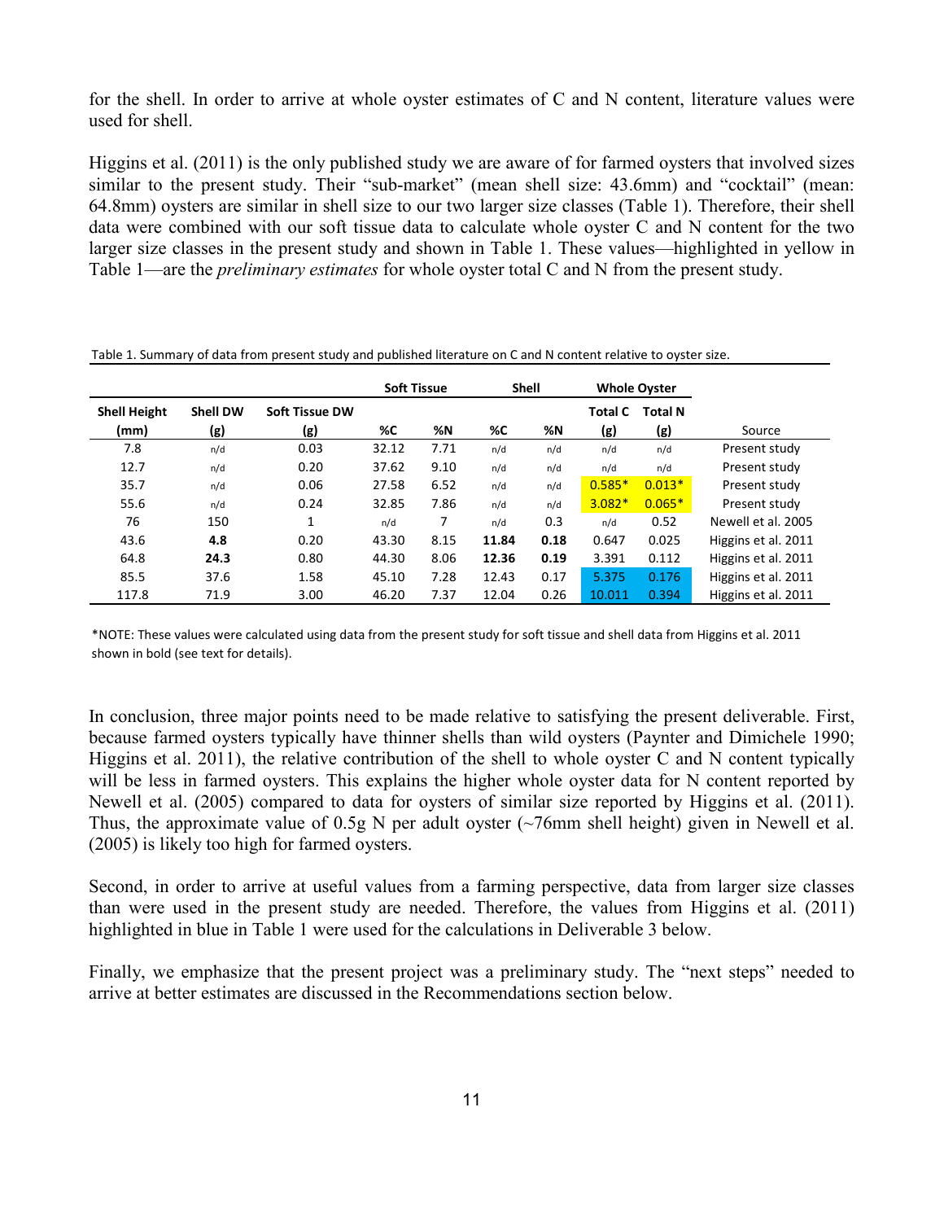for the shell. In order to arrive at whole oyster estimates of C and N content, literature values were used for shell.

Higgins et al. (2011) is the only published study we are aware of for farmed oysters that involved sizes similar to the present study. Their "sub-market" (mean shell size: 43.6mm) and "cocktail" (mean: 64.8mm) oysters are similar in shell size to our two larger size classes (Table 1). Therefore, their shell data were combined with our soft tissue data to calculate whole oyster C and N content for the two larger size classes in the present study and shown in Table 1. These values—highlighted in yellow in Table 1—are the *preliminary estimates* for whole oyster total C and N from the present study.

Table 1. Summary of data from present study and published literature on C and N content relative to oyster size.

| | | | Soft Tissue | | Shell | | Whole Oyster | | |
|---|---|---|---|---|---|---|---|---|---|
| Shell Height (mm) | Shell DW (g) | Soft Tissue DW (g) | %C | %N | %C | %N | Total C (g) | Total N (g) | Source |
| 7.8 | n/d | 0.03 | 32.12 | 7.71 | n/d | n/d | n/d | n/d | Present study |
| 12.7 | n/d | 0.20 | 37.62 | 9.10 | n/d | n/d | n/d | n/d | Present study |
| 35.7 | n/d | 0.06 | 27.58 | 6.52 | n/d | n/d | 0.585* | 0.013* | Present study |
| 55.6 | n/d | 0.24 | 32.85 | 7.86 | n/d | n/d | 3.082* | 0.065* | Present study |
| 76 | 150 | 1 | n/d | 7 | n/d | 0.3 | n/d | 0.52 | Newell et al. 2005 |
| 43.6 | **4.8** | 0.20 | 43.30 | 8.15 | **11.84** | **0.18** | 0.647 | 0.025 | Higgins et al. 2011 |
| 64.8 | **24.3** | 0.80 | 44.30 | 8.06 | **12.36** | **0.19** | 3.391 | 0.112 | Higgins et al. 2011 |
| 85.5 | 37.6 | 1.58 | 45.10 | 7.28 | 12.43 | 0.17 | 5.375 | 0.176 | Higgins et al. 2011 |
| 117.8 | 71.9 | 3.00 | 46.20 | 7.37 | 12.04 | 0.26 | 10.011 | 0.394 | Higgins et al. 2011 |

*NOTE: These values were calculated using data from the present study for soft tissue and shell data from Higgins et al. 2011 shown in bold (see text for details).

In conclusion, three major points need to be made relative to satisfying the present deliverable. First, because farmed oysters typically have thinner shells than wild oysters (Paynter and Dimichele 1990; Higgins et al. 2011), the relative contribution of the shell to whole oyster C and N content typically will be less in farmed oysters. This explains the higher whole oyster data for N content reported by Newell et al. (2005) compared to data for oysters of similar size reported by Higgins et al. (2011). Thus, the approximate value of 0.5g N per adult oyster (~76mm shell height) given in Newell et al. (2005) is likely too high for farmed oysters.

Second, in order to arrive at useful values from a farming perspective, data from larger size classes than were used in the present study are needed. Therefore, the values from Higgins et al. (2011) highlighted in blue in Table 1 were used for the calculations in Deliverable 3 below.

Finally, we emphasize that the present project was a preliminary study. The "next steps" needed to arrive at better estimates are discussed in the Recommendations section below.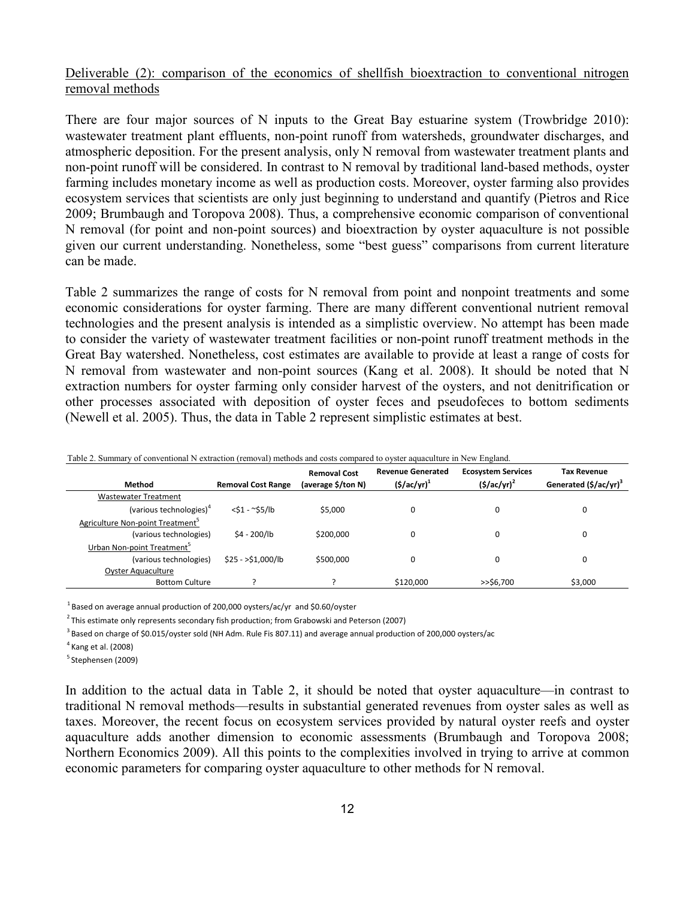Deliverable (2): comparison of the economics of shellfish bioextraction to conventional nitrogen removal methods

There are four major sources of N inputs to the Great Bay estuarine system (Trowbridge 2010): wastewater treatment plant effluents, non-point runoff from watersheds, groundwater discharges, and atmospheric deposition. For the present analysis, only N removal from wastewater treatment plants and non-point runoff will be considered. In contrast to N removal by traditional land-based methods, oyster farming includes monetary income as well as production costs. Moreover, oyster farming also provides ecosystem services that scientists are only just beginning to understand and quantify (Pietros and Rice 2009; Brumbaugh and Toropova 2008). Thus, a comprehensive economic comparison of conventional N removal (for point and non-point sources) and bioextraction by oyster aquaculture is not possible given our current understanding. Nonetheless, some "best guess" comparisons from current literature can be made.

Table 2 summarizes the range of costs for N removal from point and nonpoint treatments and some economic considerations for oyster farming. There are many different conventional nutrient removal technologies and the present analysis is intended as a simplistic overview. No attempt has been made to consider the variety of wastewater treatment facilities or non-point runoff treatment methods in the Great Bay watershed. Nonetheless, cost estimates are available to provide at least a range of costs for N removal from wastewater and non-point sources (Kang et al. 2008). It should be noted that N extraction numbers for oyster farming only consider harvest of the oysters, and not denitrification or other processes associated with deposition of oyster feces and pseudofeces to bottom sediments (Newell et al. 2005). Thus, the data in Table 2 represent simplistic estimates at best.

Table 2. Summary of conventional N extraction (removal) methods and costs compared to oyster aquaculture in New England.

| Method | Removal Cost Range | Removal Cost (average $/ton N) | Revenue Generated ($/ac/yr)[1] | Ecosystem Services ($/ac/yr)[2] | Tax Revenue Generated ($/ac/yr)[3] |
|---|---|---|---|---|---|
| Wastewater Treatment | | | | | |
| (various technologies)[4] | <$1 - ~$5/lb | $5,000 | 0 | 0 | 0 |
| Agriculture Non-point Treatment[5] | | | | | |
| (various technologies) | $4 - 200/lb | $200,000 | 0 | 0 | 0 |
| Urban Non-point Treatment[5] | | | | | |
| (various technologies) | $25 - >$1,000/lb | $500,000 | 0 | 0 | 0 |
| Oyster Aquaculture | | | | | |
| Bottom Culture | ? | ? | $120,000 | >>$6,700 | $3,000 |

[1] Based on average annual production of 200,000 oysters/ac/yr and $0.60/oyster

[2] This estimate only represents secondary fish production; from Grabowski and Peterson (2007)

[3] Based on charge of $0.015/oyster sold (NH Adm. Rule Fis 807.11) and average annual production of 200,000 oysters/ac

[4] Kang et al. (2008)

[5] Stephensen (2009)

In addition to the actual data in Table 2, it should be noted that oyster aquaculture—in contrast to traditional N removal methods—results in substantial generated revenues from oyster sales as well as taxes. Moreover, the recent focus on ecosystem services provided by natural oyster reefs and oyster aquaculture adds another dimension to economic assessments (Brumbaugh and Toropova 2008; Northern Economics 2009). All this points to the complexities involved in trying to arrive at common economic parameters for comparing oyster aquaculture to other methods for N removal.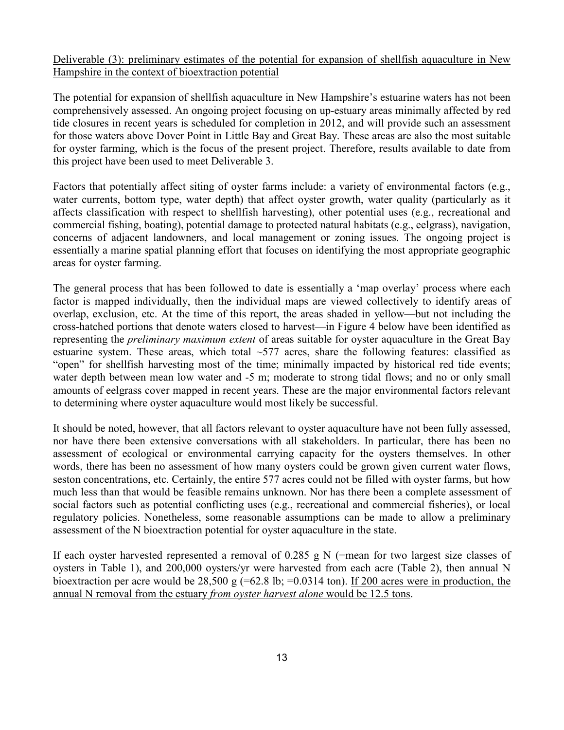Deliverable (3): preliminary estimates of the potential for expansion of shellfish aquaculture in New Hampshire in the context of bioextraction potential

The potential for expansion of shellfish aquaculture in New Hampshire's estuarine waters has not been comprehensively assessed. An ongoing project focusing on up-estuary areas minimally affected by red tide closures in recent years is scheduled for completion in 2012, and will provide such an assessment for those waters above Dover Point in Little Bay and Great Bay. These areas are also the most suitable for oyster farming, which is the focus of the present project. Therefore, results available to date from this project have been used to meet Deliverable 3.

Factors that potentially affect siting of oyster farms include: a variety of environmental factors (e.g., water currents, bottom type, water depth) that affect oyster growth, water quality (particularly as it affects classification with respect to shellfish harvesting), other potential uses (e.g., recreational and commercial fishing, boating), potential damage to protected natural habitats (e.g., eelgrass), navigation, concerns of adjacent landowners, and local management or zoning issues. The ongoing project is essentially a marine spatial planning effort that focuses on identifying the most appropriate geographic areas for oyster farming.

The general process that has been followed to date is essentially a 'map overlay' process where each factor is mapped individually, then the individual maps are viewed collectively to identify areas of overlap, exclusion, etc. At the time of this report, the areas shaded in yellow—but not including the cross-hatched portions that denote waters closed to harvest—in Figure 4 below have been identified as representing the *preliminary maximum extent* of areas suitable for oyster aquaculture in the Great Bay estuarine system. These areas, which total ~577 acres, share the following features: classified as "open" for shellfish harvesting most of the time; minimally impacted by historical red tide events; water depth between mean low water and -5 m; moderate to strong tidal flows; and no or only small amounts of eelgrass cover mapped in recent years. These are the major environmental factors relevant to determining where oyster aquaculture would most likely be successful.

It should be noted, however, that all factors relevant to oyster aquaculture have not been fully assessed, nor have there been extensive conversations with all stakeholders. In particular, there has been no assessment of ecological or environmental carrying capacity for the oysters themselves. In other words, there has been no assessment of how many oysters could be grown given current water flows, seston concentrations, etc. Certainly, the entire 577 acres could not be filled with oyster farms, but how much less than that would be feasible remains unknown. Nor has there been a complete assessment of social factors such as potential conflicting uses (e.g., recreational and commercial fisheries), or local regulatory policies. Nonetheless, some reasonable assumptions can be made to allow a preliminary assessment of the N bioextraction potential for oyster aquaculture in the state.

If each oyster harvested represented a removal of 0.285 g N (=mean for two largest size classes of oysters in Table 1), and 200,000 oysters/yr were harvested from each acre (Table 2), then annual N bioextraction per acre would be 28,500 g (=62.8 lb; =0.0314 ton). If 200 acres were in production, the annual N removal from the estuary *from oyster harvest alone* would be 12.5 tons.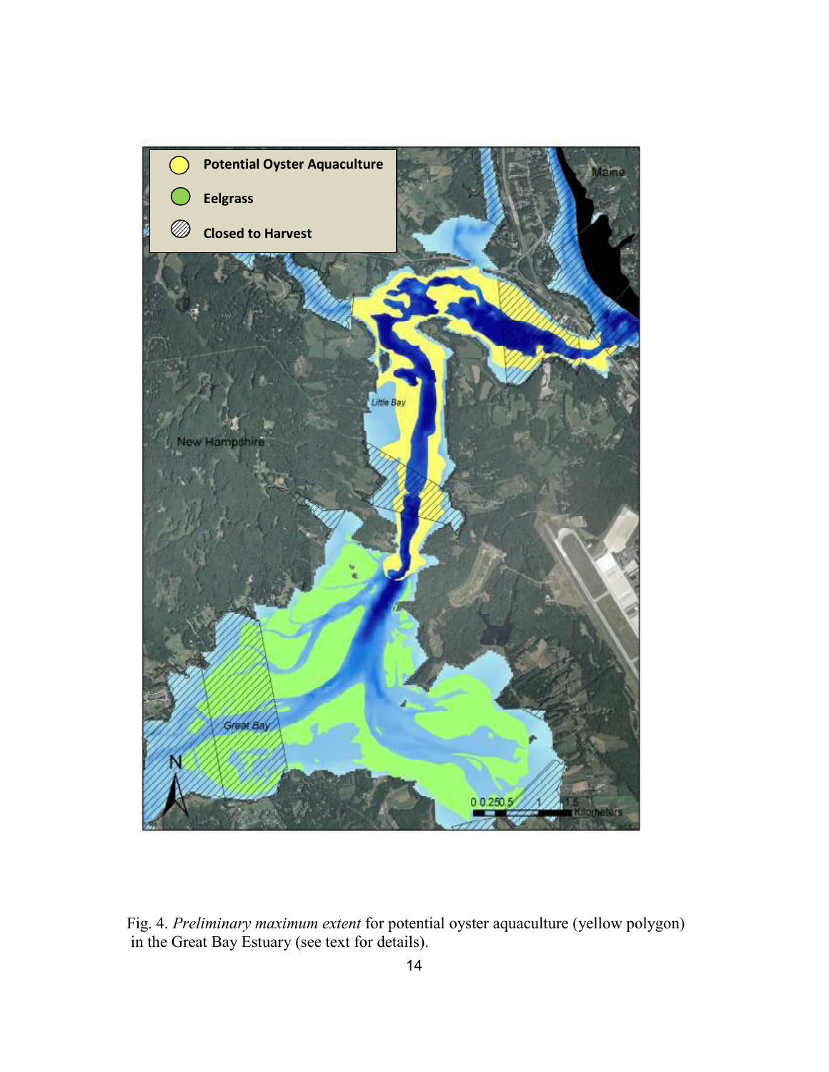Fig. 4. *Preliminary maximum extent* for potential oyster aquaculture (yellow polygon) in the Great Bay Estuary (see text for details).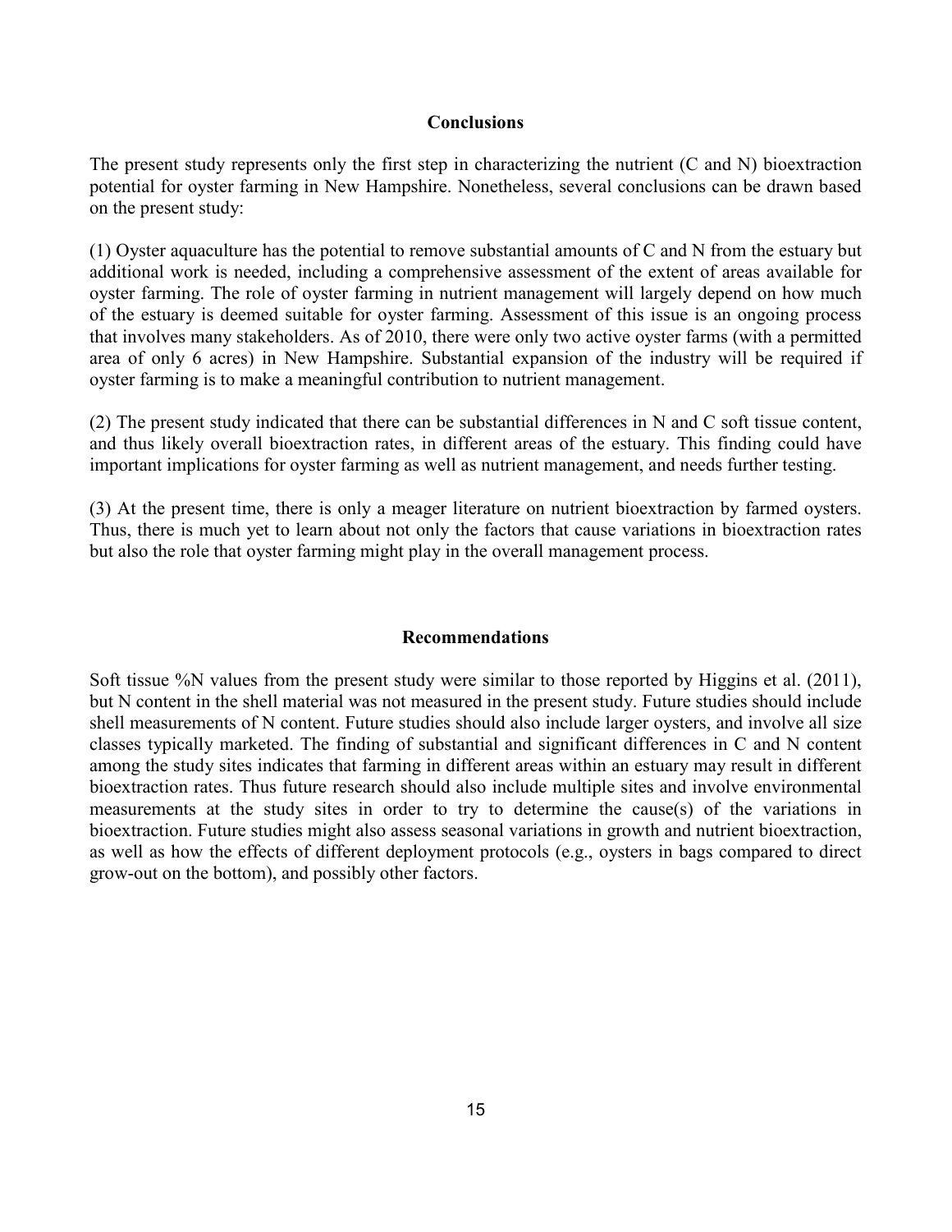## Conclusions

The present study represents only the first step in characterizing the nutrient (C and N) bioextraction potential for oyster farming in New Hampshire. Nonetheless, several conclusions can be drawn based on the present study:

(1) Oyster aquaculture has the potential to remove substantial amounts of C and N from the estuary but additional work is needed, including a comprehensive assessment of the extent of areas available for oyster farming. The role of oyster farming in nutrient management will largely depend on how much of the estuary is deemed suitable for oyster farming. Assessment of this issue is an ongoing process that involves many stakeholders. As of 2010, there were only two active oyster farms (with a permitted area of only 6 acres) in New Hampshire. Substantial expansion of the industry will be required if oyster farming is to make a meaningful contribution to nutrient management.

(2) The present study indicated that there can be substantial differences in N and C soft tissue content, and thus likely overall bioextraction rates, in different areas of the estuary. This finding could have important implications for oyster farming as well as nutrient management, and needs further testing.

(3) At the present time, there is only a meager literature on nutrient bioextraction by farmed oysters. Thus, there is much yet to learn about not only the factors that cause variations in bioextraction rates but also the role that oyster farming might play in the overall management process.

## Recommendations

Soft tissue %N values from the present study were similar to those reported by Higgins et al. (2011), but N content in the shell material was not measured in the present study. Future studies should include shell measurements of N content. Future studies should also include larger oysters, and involve all size classes typically marketed. The finding of substantial and significant differences in C and N content among the study sites indicates that farming in different areas within an estuary may result in different bioextraction rates. Thus future research should also include multiple sites and involve environmental measurements at the study sites in order to try to determine the cause(s) of the variations in bioextraction. Future studies might also assess seasonal variations in growth and nutrient bioextraction, as well as how the effects of different deployment protocols (e.g., oysters in bags compared to direct grow-out on the bottom), and possibly other factors.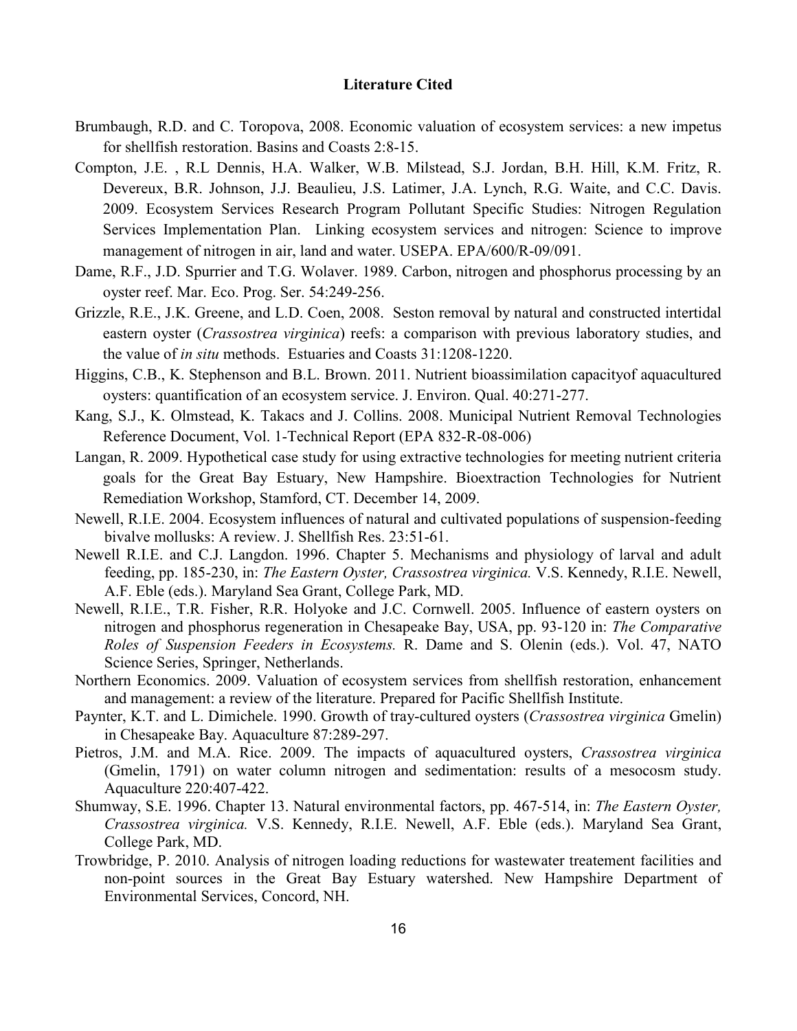## Literature Cited

Brumbaugh, R.D. and C. Toropova, 2008. Economic valuation of ecosystem services: a new impetus for shellfish restoration. Basins and Coasts 2:8-15.

Compton, J.E. , R.L Dennis, H.A. Walker, W.B. Milstead, S.J. Jordan, B.H. Hill, K.M. Fritz, R. Devereux, B.R. Johnson, J.J. Beaulieu, J.S. Latimer, J.A. Lynch, R.G. Waite, and C.C. Davis. 2009. Ecosystem Services Research Program Pollutant Specific Studies: Nitrogen Regulation Services Implementation Plan. Linking ecosystem services and nitrogen: Science to improve management of nitrogen in air, land and water. USEPA. EPA/600/R-09/091.

Dame, R.F., J.D. Spurrier and T.G. Wolaver. 1989. Carbon, nitrogen and phosphorus processing by an oyster reef. Mar. Eco. Prog. Ser. 54:249-256.

Grizzle, R.E., J.K. Greene, and L.D. Coen, 2008. Seston removal by natural and constructed intertidal eastern oyster (*Crassostrea virginica*) reefs: a comparison with previous laboratory studies, and the value of *in situ* methods. Estuaries and Coasts 31:1208-1220.

Higgins, C.B., K. Stephenson and B.L. Brown. 2011. Nutrient bioassimilation capacityof aquacultured oysters: quantification of an ecosystem service. J. Environ. Qual. 40:271-277.

Kang, S.J., K. Olmstead, K. Takacs and J. Collins. 2008. Municipal Nutrient Removal Technologies Reference Document, Vol. 1-Technical Report (EPA 832-R-08-006)

Langan, R. 2009. Hypothetical case study for using extractive technologies for meeting nutrient criteria goals for the Great Bay Estuary, New Hampshire. Bioextraction Technologies for Nutrient Remediation Workshop, Stamford, CT. December 14, 2009.

Newell, R.I.E. 2004. Ecosystem influences of natural and cultivated populations of suspension-feeding bivalve mollusks: A review. J. Shellfish Res. 23:51-61.

Newell R.I.E. and C.J. Langdon. 1996. Chapter 5. Mechanisms and physiology of larval and adult feeding, pp. 185-230, in: *The Eastern Oyster, Crassostrea virginica.* V.S. Kennedy, R.I.E. Newell, A.F. Eble (eds.). Maryland Sea Grant, College Park, MD.

Newell, R.I.E., T.R. Fisher, R.R. Holyoke and J.C. Cornwell. 2005. Influence of eastern oysters on nitrogen and phosphorus regeneration in Chesapeake Bay, USA, pp. 93-120 in: *The Comparative Roles of Suspension Feeders in Ecosystems.* R. Dame and S. Olenin (eds.). Vol. 47, NATO Science Series, Springer, Netherlands.

Northern Economics. 2009. Valuation of ecosystem services from shellfish restoration, enhancement and management: a review of the literature. Prepared for Pacific Shellfish Institute.

Paynter, K.T. and L. Dimichele. 1990. Growth of tray-cultured oysters (*Crassostrea virginica* Gmelin) in Chesapeake Bay. Aquaculture 87:289-297.

Pietros, J.M. and M.A. Rice. 2009. The impacts of aquacultured oysters, *Crassostrea virginica* (Gmelin, 1791) on water column nitrogen and sedimentation: results of a mesocosm study. Aquaculture 220:407-422.

Shumway, S.E. 1996. Chapter 13. Natural environmental factors, pp. 467-514, in: *The Eastern Oyster, Crassostrea virginica.* V.S. Kennedy, R.I.E. Newell, A.F. Eble (eds.). Maryland Sea Grant, College Park, MD.

Trowbridge, P. 2010. Analysis of nitrogen loading reductions for wastewater treatement facilities and non-point sources in the Great Bay Estuary watershed. New Hampshire Department of Environmental Services, Concord, NH.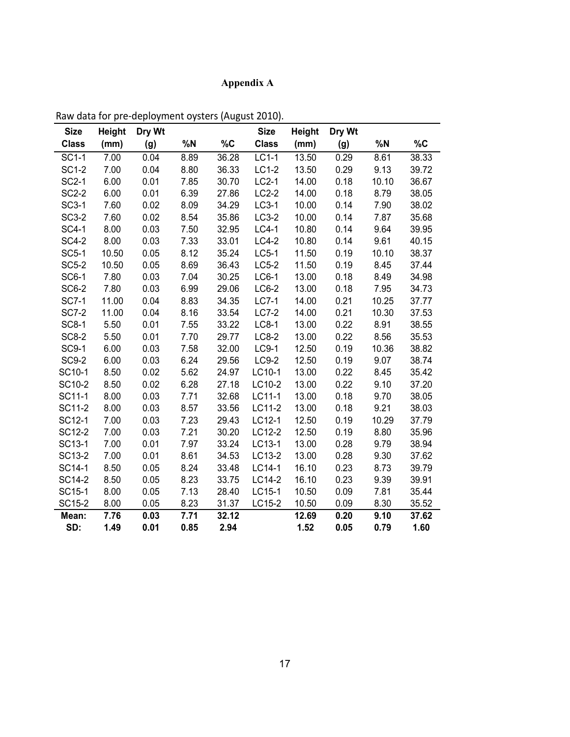# Appendix A

Raw data for pre-deployment oysters (August 2010).

| Size Class | Height (mm) | Dry Wt (g) | %N | %C | Size Class | Height (mm) | Dry Wt (g) | %N | %C |
|---|---|---|---|---|---|---|---|---|---|
| SC1-1 | 7.00 | 0.04 | 8.89 | 36.28 | LC1-1 | 13.50 | 0.29 | 8.61 | 38.33 |
| SC1-2 | 7.00 | 0.04 | 8.80 | 36.33 | LC1-2 | 13.50 | 0.29 | 9.13 | 39.72 |
| SC2-1 | 6.00 | 0.01 | 7.85 | 30.70 | LC2-1 | 14.00 | 0.18 | 10.10 | 36.67 |
| SC2-2 | 6.00 | 0.01 | 6.39 | 27.86 | LC2-2 | 14.00 | 0.18 | 8.79 | 38.05 |
| SC3-1 | 7.60 | 0.02 | 8.09 | 34.29 | LC3-1 | 10.00 | 0.14 | 7.90 | 38.02 |
| SC3-2 | 7.60 | 0.02 | 8.54 | 35.86 | LC3-2 | 10.00 | 0.14 | 7.87 | 35.68 |
| SC4-1 | 8.00 | 0.03 | 7.50 | 32.95 | LC4-1 | 10.80 | 0.14 | 9.64 | 39.95 |
| SC4-2 | 8.00 | 0.03 | 7.33 | 33.01 | LC4-2 | 10.80 | 0.14 | 9.61 | 40.15 |
| SC5-1 | 10.50 | 0.05 | 8.12 | 35.24 | LC5-1 | 11.50 | 0.19 | 10.10 | 38.37 |
| SC5-2 | 10.50 | 0.05 | 8.69 | 36.43 | LC5-2 | 11.50 | 0.19 | 8.45 | 37.44 |
| SC6-1 | 7.80 | 0.03 | 7.04 | 30.25 | LC6-1 | 13.00 | 0.18 | 8.49 | 34.98 |
| SC6-2 | 7.80 | 0.03 | 6.99 | 29.06 | LC6-2 | 13.00 | 0.18 | 7.95 | 34.73 |
| SC7-1 | 11.00 | 0.04 | 8.83 | 34.35 | LC7-1 | 14.00 | 0.21 | 10.25 | 37.77 |
| SC7-2 | 11.00 | 0.04 | 8.16 | 33.54 | LC7-2 | 14.00 | 0.21 | 10.30 | 37.53 |
| SC8-1 | 5.50 | 0.01 | 7.55 | 33.22 | LC8-1 | 13.00 | 0.22 | 8.91 | 38.55 |
| SC8-2 | 5.50 | 0.01 | 7.70 | 29.77 | LC8-2 | 13.00 | 0.22 | 8.56 | 35.53 |
| SC9-1 | 6.00 | 0.03 | 7.58 | 32.00 | LC9-1 | 12.50 | 0.19 | 10.36 | 38.82 |
| SC9-2 | 6.00 | 0.03 | 6.24 | 29.56 | LC9-2 | 12.50 | 0.19 | 9.07 | 38.74 |
| SC10-1 | 8.50 | 0.02 | 5.62 | 24.97 | LC10-1 | 13.00 | 0.22 | 8.45 | 35.42 |
| SC10-2 | 8.50 | 0.02 | 6.28 | 27.18 | LC10-2 | 13.00 | 0.22 | 9.10 | 37.20 |
| SC11-1 | 8.00 | 0.03 | 7.71 | 32.68 | LC11-1 | 13.00 | 0.18 | 9.70 | 38.05 |
| SC11-2 | 8.00 | 0.03 | 8.57 | 33.56 | LC11-2 | 13.00 | 0.18 | 9.21 | 38.03 |
| SC12-1 | 7.00 | 0.03 | 7.23 | 29.43 | LC12-1 | 12.50 | 0.19 | 10.29 | 37.79 |
| SC12-2 | 7.00 | 0.03 | 7.21 | 30.20 | LC12-2 | 12.50 | 0.19 | 8.80 | 35.96 |
| SC13-1 | 7.00 | 0.01 | 7.97 | 33.24 | LC13-1 | 13.00 | 0.28 | 9.79 | 38.94 |
| SC13-2 | 7.00 | 0.01 | 8.61 | 34.53 | LC13-2 | 13.00 | 0.28 | 9.30 | 37.62 |
| SC14-1 | 8.50 | 0.05 | 8.24 | 33.48 | LC14-1 | 16.10 | 0.23 | 8.73 | 39.79 |
| SC14-2 | 8.50 | 0.05 | 8.23 | 33.75 | LC14-2 | 16.10 | 0.23 | 9.39 | 39.91 |
| SC15-1 | 8.00 | 0.05 | 7.13 | 28.40 | LC15-1 | 10.50 | 0.09 | 7.81 | 35.44 |
| SC15-2 | 8.00 | 0.05 | 8.23 | 31.37 | LC15-2 | 10.50 | 0.09 | 8.30 | 35.52 |
| **Mean:** | **7.76** | **0.03** | **7.71** | **32.12** | | **12.69** | **0.20** | **9.10** | **37.62** |
| **SD:** | **1.49** | **0.01** | **0.85** | **2.94** | | **1.52** | **0.05** | **0.79** | **1.60** |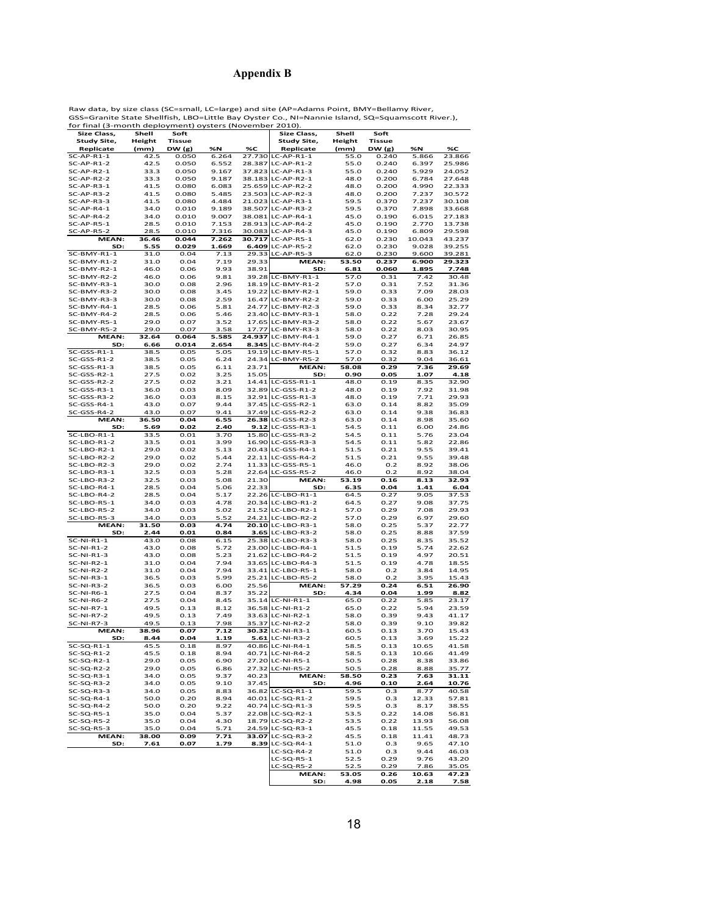# Appendix B

Raw data, by size class (SC=small, LC=large) and site (AP=Adams Point, BMY=Bellamy River, GSS=Granite State Shellfish, LBO=Little Bay Oyster Co., NI=Nannie Island, SQ=Squamscott River.), for final (3-month deployment) oysters (November 2010).

| Size Class, Study Site, Replicate | Shell Height (mm) | Soft Tissue DW (g) | %N | %C |
|---|---|---|---|---|
| SC-AP-R1-1 | 42.5 | 0.050 | 6.264 | 27.730 |
| SC-AP-R1-2 | 42.5 | 0.050 | 6.552 | 28.387 |
| SC-AP-R2-1 | 33.3 | 0.050 | 9.167 | 37.823 |
| SC-AP-R2-2 | 33.3 | 0.050 | 9.187 | 38.183 |
| SC-AP-R3-1 | 41.5 | 0.080 | 6.083 | 25.659 |
| SC-AP-R3-2 | 41.5 | 0.080 | 5.485 | 23.503 |
| SC-AP-R3-3 | 41.5 | 0.080 | 4.484 | 21.023 |
| SC-AP-R4-1 | 34.0 | 0.010 | 9.189 | 38.507 |
| SC-AP-R4-2 | 34.0 | 0.010 | 9.007 | 38.081 |
| SC-AP-R5-1 | 28.5 | 0.010 | 7.153 | 28.913 |
| SC-AP-R5-2 | 28.5 | 0.010 | 7.316 | 30.083 |
| **MEAN:** | **36.46** | **0.044** | **7.262** | **30.717** |
| **SD:** | **5.55** | **0.029** | **1.669** | **6.409** |
| SC-BMY-R1-1 | 31.0 | 0.04 | 7.13 | 29.33 |
| SC-BMY-R1-2 | 31.0 | 0.04 | 7.19 | 29.33 |
| SC-BMY-R2-1 | 46.0 | 0.06 | 9.93 | 38.91 |
| SC-BMY-R2-2 | 46.0 | 0.06 | 9.81 | 39.28 |
| SC-BMY-R3-1 | 30.0 | 0.08 | 2.96 | 18.19 |
| SC-BMY-R3-2 | 30.0 | 0.08 | 3.45 | 19.22 |
| SC-BMY-R3-3 | 30.0 | 0.08 | 2.59 | 16.47 |
| SC-BMY-R4-1 | 28.5 | 0.06 | 5.81 | 24.77 |
| SC-BMY-R4-2 | 28.5 | 0.06 | 5.46 | 23.40 |
| SC-BMY-R5-1 | 29.0 | 0.07 | 3.52 | 17.65 |
| SC-BMY-R5-2 | 29.0 | 0.07 | 3.58 | 17.77 |
| **MEAN:** | **32.64** | **0.064** | **5.585** | **24.937** |
| **SD:** | **6.66** | **0.014** | **2.654** | **8.345** |
| SC-GSS-R1-1 | 38.5 | 0.05 | 5.05 | 19.19 |
| SC-GSS-R1-2 | 38.5 | 0.05 | 6.24 | 24.34 |
| SC-GSS-R1-3 | 38.5 | 0.05 | 6.11 | 23.71 |
| SC-GSS-R2-1 | 27.5 | 0.02 | 3.25 | 15.05 |
| SC-GSS-R2-2 | 27.5 | 0.02 | 3.21 | 14.41 |
| SC-GSS-R3-1 | 36.0 | 0.03 | 8.09 | 32.89 |
| SC-GSS-R3-2 | 36.0 | 0.03 | 8.15 | 32.91 |
| SC-GSS-R4-1 | 43.0 | 0.07 | 9.44 | 37.45 |
| SC-GSS-R4-2 | 43.0 | 0.07 | 9.41 | 37.49 |
| **MEAN:** | **36.50** | **0.04** | **6.55** | **26.38** |
| **SD:** | **5.69** | **0.02** | **2.40** | **9.12** |
| SC-LBO-R1-1 | 33.5 | 0.01 | 3.70 | 15.80 |
| SC-LBO-R1-2 | 33.5 | 0.01 | 3.99 | 16.90 |
| SC-LBO-R2-1 | 29.0 | 0.02 | 5.13 | 20.43 |
| SC-LBO-R2-2 | 29.0 | 0.02 | 5.44 | 22.11 |
| SC-LBO-R2-3 | 29.0 | 0.02 | 2.74 | 11.33 |
| SC-LBO-R3-1 | 32.5 | 0.03 | 5.28 | 22.64 |
| SC-LBO-R3-2 | 32.5 | 0.03 | 5.08 | 21.30 |
| SC-LBO-R4-1 | 28.5 | 0.04 | 5.06 | 22.33 |
| SC-LBO-R4-2 | 28.5 | 0.04 | 5.17 | 22.26 |
| SC-LBO-R5-1 | 34.0 | 0.03 | 4.78 | 20.34 |
| SC-LBO-R5-2 | 34.0 | 0.03 | 5.02 | 21.52 |
| SC-LBO-R5-3 | 34.0 | 0.03 | 5.52 | 24.21 |
| **MEAN:** | **31.50** | **0.03** | **4.74** | **20.10** |
| **SD:** | **2.44** | **0.01** | **0.84** | **3.65** |
| SC-NI-R1-1 | 43.0 | 0.08 | 6.15 | 25.38 |
| SC-NI-R1-2 | 43.0 | 0.08 | 5.72 | 23.00 |
| SC-NI-R1-3 | 43.0 | 0.08 | 5.23 | 21.62 |
| SC-NI-R2-1 | 31.0 | 0.04 | 7.94 | 33.65 |
| SC-NI-R2-2 | 31.0 | 0.04 | 7.94 | 33.41 |
| SC-NI-R3-1 | 36.5 | 0.03 | 5.99 | 25.21 |
| SC-NI-R3-2 | 36.5 | 0.03 | 6.00 | 25.56 |
| SC-NI-R6-1 | 27.5 | 0.04 | 8.37 | 35.22 |
| SC-NI-R6-2 | 27.5 | 0.04 | 8.45 | 35.14 |
| SC-NI-R7-1 | 49.5 | 0.13 | 8.12 | 36.58 |
| SC-NI-R7-2 | 49.5 | 0.13 | 7.49 | 33.63 |
| SC-NI-R7-3 | 49.5 | 0.13 | 7.98 | 35.37 |
| **MEAN:** | **38.96** | **0.07** | **7.12** | **30.32** |
| **SD:** | **8.44** | **0.04** | **1.19** | **5.61** |
| SC-SQ-R1-1 | 45.5 | 0.18 | 8.97 | 40.86 |
| SC-SQ-R1-2 | 45.5 | 0.18 | 8.94 | 40.71 |
| SC-SQ-R2-1 | 29.0 | 0.05 | 6.90 | 27.20 |
| SC-SQ-R2-2 | 29.0 | 0.05 | 6.86 | 27.32 |
| SC-SQ-R3-1 | 34.0 | 0.05 | 9.37 | 40.23 |
| SC-SQ-R3-2 | 34.0 | 0.05 | 9.10 | 37.45 |
| SC-SQ-R3-3 | 34.0 | 0.05 | 8.83 | 36.82 |
| SC-SQ-R4-1 | 50.0 | 0.20 | 8.94 | 40.01 |
| SC-SQ-R4-2 | 50.0 | 0.20 | 9.22 | 40.74 |
| SC-SQ-R5-1 | 35.0 | 0.04 | 5.37 | 22.08 |
| SC-SQ-R5-2 | 35.0 | 0.04 | 4.30 | 18.79 |
| SC-SQ-R5-3 | 35.0 | 0.04 | 5.71 | 24.59 |
| **MEAN:** | **38.00** | **0.09** | **7.71** | **33.07** |
| **SD:** | **7.61** | **0.07** | **1.79** | **8.39** |

| Size Class, Study Site, Replicate | Shell Height (mm) | Soft Tissue DW (g) | %N | %C |
|---|---|---|---|---|
| LC-AP-R1-1 | 55.0 | 0.240 | 5.866 | 23.866 |
| LC-AP-R1-2 | 55.0 | 0.240 | 6.397 | 25.986 |
| LC-AP-R1-3 | 55.0 | 0.240 | 5.929 | 24.052 |
| LC-AP-R2-1 | 48.0 | 0.200 | 6.784 | 27.648 |
| LC-AP-R2-2 | 48.0 | 0.200 | 4.990 | 22.333 |
| LC-AP-R2-3 | 48.0 | 0.200 | 7.237 | 30.572 |
| LC-AP-R3-1 | 59.5 | 0.370 | 7.237 | 30.108 |
| LC-AP-R3-2 | 59.5 | 0.370 | 7.898 | 33.668 |
| LC-AP-R4-1 | 45.0 | 0.190 | 6.015 | 27.183 |
| LC-AP-R4-2 | 45.0 | 0.190 | 2.770 | 13.738 |
| LC-AP-R4-3 | 45.0 | 0.190 | 6.809 | 29.598 |
| LC-AP-R5-1 | 62.0 | 0.230 | 10.043 | 43.237 |
| LC-AP-R5-2 | 62.0 | 0.230 | 9.028 | 39.255 |
| LC-AP-R5-3 | 62.0 | 0.230 | 9.600 | 39.281 |
| **MEAN:** | **53.50** | **0.237** | **6.900** | **29.323** |
| **SD:** | **6.81** | **0.060** | **1.895** | **7.748** |
| LC-BMY-R1-1 | 57.0 | 0.31 | 7.42 | 30.48 |
| LC-BMY-R1-2 | 57.0 | 0.31 | 7.52 | 31.36 |
| LC-BMY-R2-1 | 59.0 | 0.33 | 7.09 | 28.03 |
| LC-BMY-R2-2 | 59.0 | 0.33 | 6.00 | 25.29 |
| LC-BMY-R2-3 | 59.0 | 0.33 | 8.34 | 32.77 |
| LC-BMY-R3-1 | 58.0 | 0.22 | 7.28 | 29.24 |
| LC-BMY-R3-2 | 58.0 | 0.22 | 5.67 | 23.67 |
| LC-BMY-R3-3 | 58.0 | 0.22 | 8.03 | 30.95 |
| LC-BMY-R4-1 | 59.0 | 0.27 | 6.71 | 26.85 |
| LC-BMY-R4-2 | 59.0 | 0.27 | 6.34 | 24.97 |
| LC-BMY-R5-1 | 57.0 | 0.32 | 8.83 | 36.12 |
| LC-BMY-R5-2 | 57.0 | 0.32 | 9.04 | 36.61 |
| **MEAN:** | **58.08** | **0.29** | **7.36** | **29.69** |
| **SD:** | **0.90** | **0.05** | **1.07** | **4.18** |
| LC-GSS-R1-1 | 48.0 | 0.19 | 8.35 | 32.90 |
| LC-GSS-R1-2 | 48.0 | 0.19 | 7.92 | 31.98 |
| LC-GSS-R1-3 | 48.0 | 0.19 | 7.71 | 29.93 |
| LC-GSS-R2-1 | 63.0 | 0.14 | 8.82 | 35.09 |
| LC-GSS-R2-2 | 63.0 | 0.14 | 9.38 | 36.83 |
| LC-GSS-R2-3 | 63.0 | 0.14 | 8.98 | 35.60 |
| LC-GSS-R3-1 | 54.5 | 0.11 | 6.00 | 24.86 |
| LC-GSS-R3-2 | 54.5 | 0.11 | 5.76 | 23.04 |
| LC-GSS-R3-3 | 54.5 | 0.11 | 5.82 | 22.86 |
| LC-GSS-R4-1 | 51.5 | 0.21 | 9.55 | 39.41 |
| LC-GSS-R4-2 | 51.5 | 0.21 | 9.55 | 39.48 |
| LC-GSS-R5-1 | 46.0 | 0.2 | 8.92 | 38.06 |
| LC-GSS-R5-2 | 46.0 | 0.2 | 8.92 | 38.04 |
| **MEAN:** | **53.19** | **0.16** | **8.13** | **32.93** |
| **SD:** | **6.35** | **0.04** | **1.41** | **6.04** |
| LC-LBO-R1-1 | 64.5 | 0.27 | 9.05 | 37.53 |
| LC-LBO-R1-2 | 64.5 | 0.27 | 9.08 | 37.75 |
| LC-LBO-R2-1 | 57.0 | 0.29 | 7.08 | 29.93 |
| LC-LBO-R2-2 | 57.0 | 0.29 | 6.97 | 29.60 |
| LC-LBO-R3-1 | 58.0 | 0.25 | 5.37 | 22.77 |
| LC-LBO-R3-2 | 58.0 | 0.25 | 8.88 | 37.59 |
| LC-LBO-R3-3 | 58.0 | 0.25 | 8.35 | 35.52 |
| LC-LBO-R4-1 | 51.5 | 0.19 | 5.74 | 22.62 |
| LC-LBO-R4-2 | 51.5 | 0.19 | 4.97 | 20.51 |
| LC-LBO-R4-3 | 51.5 | 0.19 | 4.78 | 18.55 |
| LC-LBO-R5-1 | 58.0 | 0.2 | 3.84 | 14.95 |
| LC-LBO-R5-2 | 58.0 | 0.2 | 3.95 | 15.43 |
| **MEAN:** | **57.29** | **0.24** | **6.51** | **26.90** |
| **SD:** | **4.34** | **0.04** | **1.99** | **8.82** |
| LC-NI-R1-1 | 65.0 | 0.22 | 5.85 | 23.17 |
| LC-NI-R1-2 | 65.0 | 0.22 | 5.94 | 23.59 |
| LC-NI-R2-1 | 58.0 | 0.39 | 9.43 | 41.17 |
| LC-NI-R2-2 | 58.0 | 0.39 | 9.10 | 39.82 |
| LC-NI-R3-1 | 60.5 | 0.13 | 3.70 | 15.43 |
| LC-NI-R3-2 | 60.5 | 0.13 | 3.69 | 15.22 |
| LC-NI-R4-1 | 58.5 | 0.13 | 10.65 | 41.58 |
| LC-NI-R4-2 | 58.5 | 0.13 | 10.66 | 41.49 |
| LC-NI-R5-1 | 50.5 | 0.28 | 8.38 | 33.86 |
| LC-NI-R5-2 | 50.5 | 0.28 | 8.88 | 35.77 |
| **MEAN:** | **58.50** | **0.23** | **7.63** | **31.11** |
| **SD:** | **4.96** | **0.10** | **2.64** | **10.76** |
| LC-SQ-R1-1 | 59.5 | 0.3 | 8.77 | 40.58 |
| LC-SQ-R1-2 | 59.5 | 0.3 | 12.33 | 57.81 |
| LC-SQ-R1-3 | 59.5 | 0.3 | 8.17 | 38.55 |
| LC-SQ-R2-1 | 53.5 | 0.22 | 14.08 | 56.81 |
| LC-SQ-R2-2 | 53.5 | 0.22 | 13.93 | 56.08 |
| LC-SQ-R3-1 | 45.5 | 0.18 | 11.55 | 49.53 |
| LC-SQ-R3-2 | 45.5 | 0.18 | 11.41 | 48.73 |
| LC-SQ-R4-1 | 51.0 | 0.3 | 9.65 | 47.10 |
| LC-SQ-R4-2 | 51.0 | 0.3 | 9.44 | 46.03 |
| LC-SQ-R5-1 | 52.5 | 0.29 | 9.76 | 43.20 |
| LC-SQ-R5-2 | 52.5 | 0.29 | 7.86 | 35.05 |
| **MEAN:** | **53.05** | **0.26** | **10.63** | **47.23** |
| **SD:** | **4.98** | **0.05** | **2.18** | **7.58** |